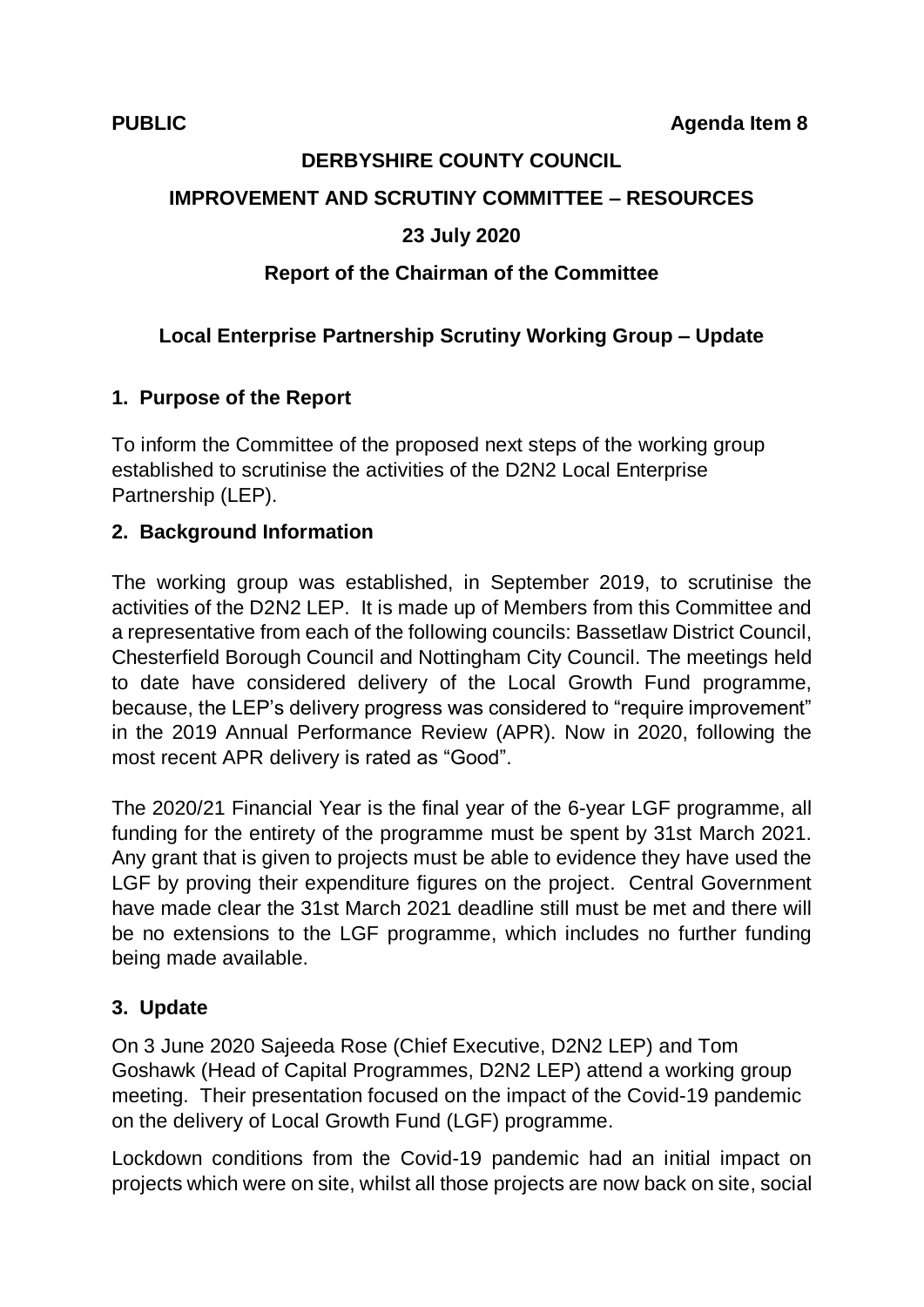**PUBLIC** **Agenda Item 8**

**DERBYSHIRE COUNTY COUNCIL**

**IMPROVEMENT AND SCRUTINY COMMITTEE – RESOURCES**

**23 July 2020**

**Report of the Chairman of the Committee**

## Local Enterprise Partnership Scrutiny Working Group – Update

### 1. Purpose of the Report

To inform the Committee of the proposed next steps of the working group established to scrutinise the activities of the D2N2 Local Enterprise Partnership (LEP).

### 2. Background Information

The working group was established, in September 2019, to scrutinise the activities of the D2N2 LEP. It is made up of Members from this Committee and a representative from each of the following councils: Bassetlaw District Council, Chesterfield Borough Council and Nottingham City Council. The meetings held to date have considered delivery of the Local Growth Fund programme, because, the LEP's delivery progress was considered to "require improvement" in the 2019 Annual Performance Review (APR). Now in 2020, following the most recent APR delivery is rated as "Good".

The 2020/21 Financial Year is the final year of the 6-year LGF programme, all funding for the entirety of the programme must be spent by 31st March 2021. Any grant that is given to projects must be able to evidence they have used the LGF by proving their expenditure figures on the project. Central Government have made clear the 31st March 2021 deadline still must be met and there will be no extensions to the LGF programme, which includes no further funding being made available.

### 3. Update

On 3 June 2020 Sajeeda Rose (Chief Executive, D2N2 LEP) and Tom Goshawk (Head of Capital Programmes, D2N2 LEP) attend a working group meeting. Their presentation focused on the impact of the Covid-19 pandemic on the delivery of Local Growth Fund (LGF) programme.

Lockdown conditions from the Covid-19 pandemic had an initial impact on projects which were on site, whilst all those projects are now back on site, social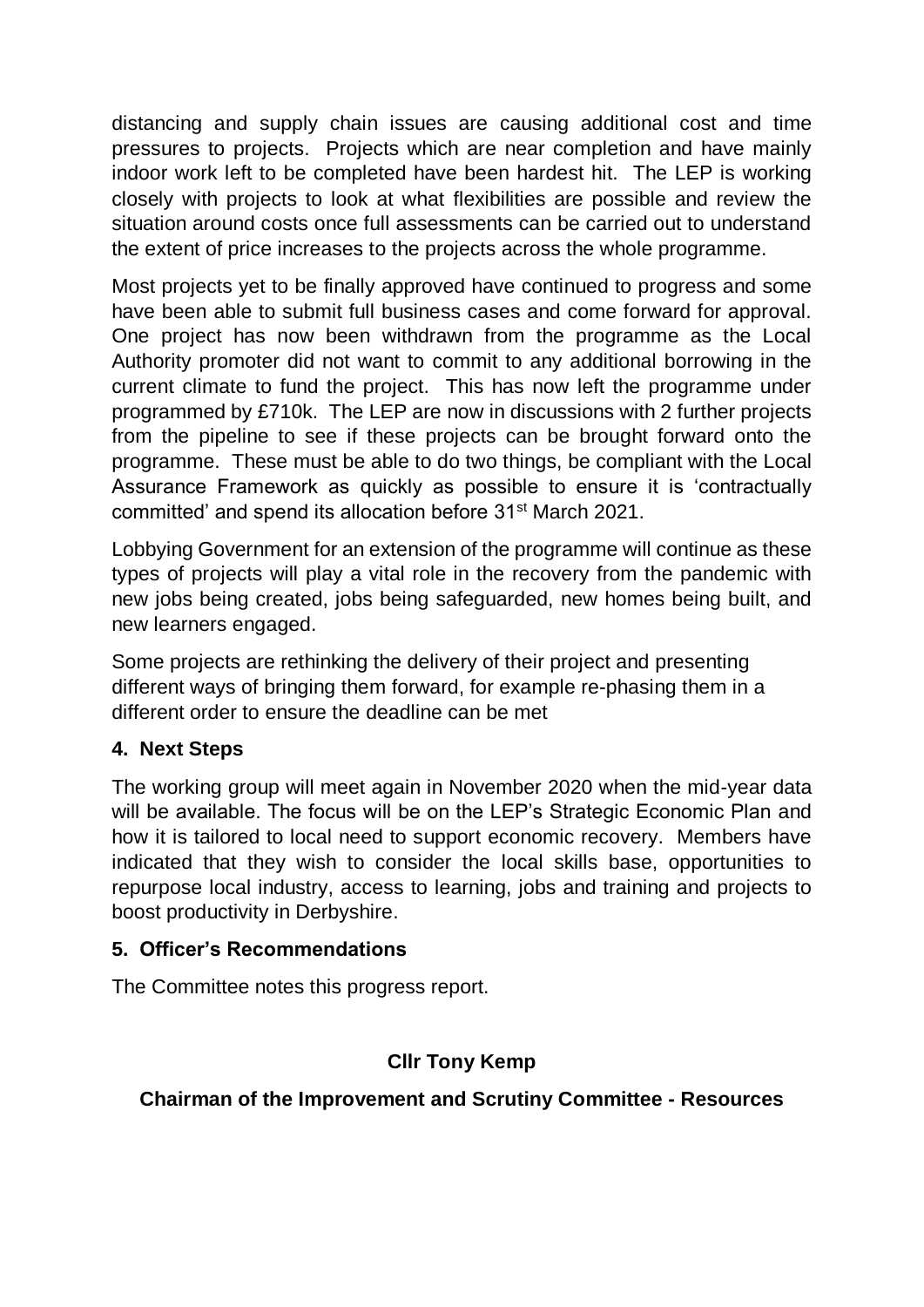distancing and supply chain issues are causing additional cost and time pressures to projects. Projects which are near completion and have mainly indoor work left to be completed have been hardest hit. The LEP is working closely with projects to look at what flexibilities are possible and review the situation around costs once full assessments can be carried out to understand the extent of price increases to the projects across the whole programme.

Most projects yet to be finally approved have continued to progress and some have been able to submit full business cases and come forward for approval. One project has now been withdrawn from the programme as the Local Authority promoter did not want to commit to any additional borrowing in the current climate to fund the project. This has now left the programme under programmed by £710k. The LEP are now in discussions with 2 further projects from the pipeline to see if these projects can be brought forward onto the programme. These must be able to do two things, be compliant with the Local Assurance Framework as quickly as possible to ensure it is 'contractually committed' and spend its allocation before 31st March 2021.

Lobbying Government for an extension of the programme will continue as these types of projects will play a vital role in the recovery from the pandemic with new jobs being created, jobs being safeguarded, new homes being built, and new learners engaged.

Some projects are rethinking the delivery of their project and presenting different ways of bringing them forward, for example re-phasing them in a different order to ensure the deadline can be met

## 4. Next Steps

The working group will meet again in November 2020 when the mid-year data will be available. The focus will be on the LEP's Strategic Economic Plan and how it is tailored to local need to support economic recovery. Members have indicated that they wish to consider the local skills base, opportunities to repurpose local industry, access to learning, jobs and training and projects to boost productivity in Derbyshire.

## 5. Officer's Recommendations

The Committee notes this progress report.

**Cllr Tony Kemp**

**Chairman of the Improvement and Scrutiny Committee - Resources**